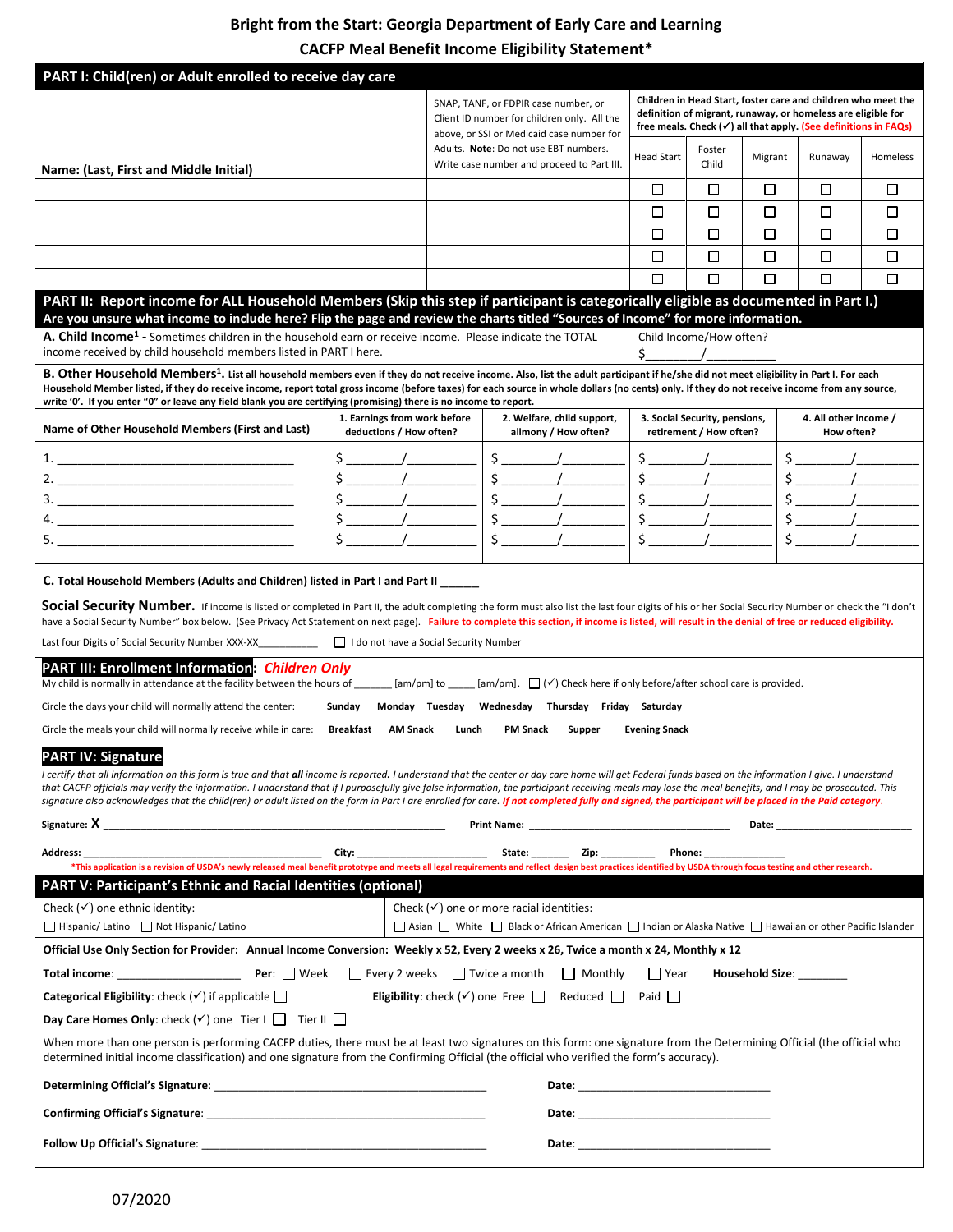# Bright from the Start: Georgia Department of Early Care and Learning
## CACFP Meal Benefit Income Eligibility Statement*

## PART I: Child(ren) or Adult enrolled to receive day care

| Name: (Last, First and Middle Initial) | SNAP, TANF, or FDPIR case number, or Client ID number for children only. All the above, or SSI or Medicaid case number for Adults. **Note**: Do not use EBT numbers. Write case number and proceed to Part III. | Children in Head Start, foster care and children who meet the definition of migrant, runaway, or homeless are eligible for free meals. Check (✓) all that apply. (See definitions in FAQs) | | | | |
|---|---|---|---|---|---|---|
| | | Head Start | Foster Child | Migrant | Runaway | Homeless |
| | | ☐ | ☐ | ☐ | ☐ | ☐ |
| | | ☐ | ☐ | ☐ | ☐ | ☐ |
| | | ☐ | ☐ | ☐ | ☐ | ☐ |
| | | ☐ | ☐ | ☐ | ☐ | ☐ |
| | | ☐ | ☐ | ☐ | ☐ | ☐ |

## PART II: Report income for ALL Household Members (Skip this step if participant is categorically eligible as documented in Part I.)
**Are you unsure what income to include here? Flip the page and review the charts titled "Sources of Income" for more information.**

**A. Child Income[1]** - Sometimes children in the household earn or receive income. Please indicate the TOTAL income received by child household members listed in PART I here.

Child Income/How often?
$________/___________

**B. Other Household Members[1].** List all household members even if they do not receive income. Also, list the adult participant if he/she did not meet eligibility in Part I. For each Household Member listed, if they do receive income, report total gross income (before taxes) for each source in whole dollars (no cents) only. If they do not receive income from any source, write '0'. If you enter "0" or leave any field blank you are certifying (promising) there is no income to report.

| Name of Other Household Members (First and Last) | 1. Earnings from work before deductions / How often? | 2. Welfare, child support, alimony / How often? | 3. Social Security, pensions, retirement / How often? | 4. All other income / How often? |
|---|---|---|---|---|
| 1. ______________________ | $ _______/_________ | $ _______/_________ | $ _______/_________ | $ _______/_________ |
| 2. ______________________ | $ _______/_________ | $ _______/_________ | $ _______/_________ | $ _______/_________ |
| 3. ______________________ | $ _______/_________ | $ _______/_________ | $ _______/_________ | $ _______/_________ |
| 4. ______________________ | $ _______/_________ | $ _______/_________ | $ _______/_________ | $ _______/_________ |
| 5. ______________________ | $ _______/_________ | $ _______/_________ | $ _______/_________ | $ _______/_________ |

**C. Total Household Members (Adults and Children) listed in Part I and Part II** ______

**Social Security Number.** If income is listed or completed in Part II, the adult completing the form must also list the last four digits of his or her Social Security Number or check the "I don't have a Social Security Number" box below. (See Privacy Act Statement on next page). Failure to complete this section, if income is listed, will result in the denial of free or reduced eligibility.

Last four Digits of Social Security Number XXX-XX__________ ☐ I do not have a Social Security Number

## PART III: Enrollment Information: *Children Only*

My child is normally in attendance at the facility between the hours of _______ [am/pm] to _____ [am/pm]. ☐ (✓) Check here if only before/after school care is provided.

Circle the days your child will normally attend the center: **Sunday Monday Tuesday Wednesday Thursday Friday Saturday**

Circle the meals your child will normally receive while in care: **Breakfast AM Snack Lunch PM Snack Supper Evening Snack**

## PART IV: Signature

*I certify that all information on this form is true and that **all** income is reported. I understand that the center or day care home will get Federal funds based on the information I give. I understand that CACFP officials may verify the information. I understand that if I purposefully give false information, the participant receiving meals may lose the meal benefits, and I may be prosecuted. This signature also acknowledges that the child(ren) or adult listed on the form in Part I are enrolled for care. If not completed fully and signed, the participant will be placed in the Paid category.*

**Signature: X** ______________________ **Print Name:** ______________________ **Date:** ______________

**Address:** ______________________ **City:** ______________ **State:** _______ **Zip:** _________ **Phone:** _______________

*This application is a revision of USDA's newly released meal benefit prototype and meets all legal requirements and reflect design best practices identified by USDA through focus testing and other research.

## PART V: Participant's Ethnic and Racial Identities (optional)

Check (✓) one ethnic identity:
☐ Hispanic/ Latino ☐ Not Hispanic/ Latino

Check (✓) one or more racial identities:
☐ Asian ☐ White ☐ Black or African American ☐ Indian or Alaska Native ☐ Hawaiian or other Pacific Islander

**Official Use Only Section for Provider: Annual Income Conversion: Weekly x 52, Every 2 weeks x 26, Twice a month x 24, Monthly x 12**

**Total income**: __________________ **Per**: ☐ Week ☐ Every 2 weeks ☐ Twice a month ☐ Monthly ☐ Year **Household Size**: ________

**Categorical Eligibility**: check (✓) if applicable ☐ **Eligibility**: check (✓) one Free ☐ Reduced ☐ Paid ☐

**Day Care Homes Only**: check (✓) one Tier I ☐ Tier II ☐

When more than one person is performing CACFP duties, there must be at least two signatures on this form: one signature from the Determining Official (the official who determined initial income classification) and one signature from the Confirming Official (the official who verified the form's accuracy).

**Determining Official's Signature**: ______________________________ **Date**: ______________________

**Confirming Official's Signature**: ______________________________ **Date**: ______________________

**Follow Up Official's Signature**: ______________________________ **Date**: ______________________

07/2020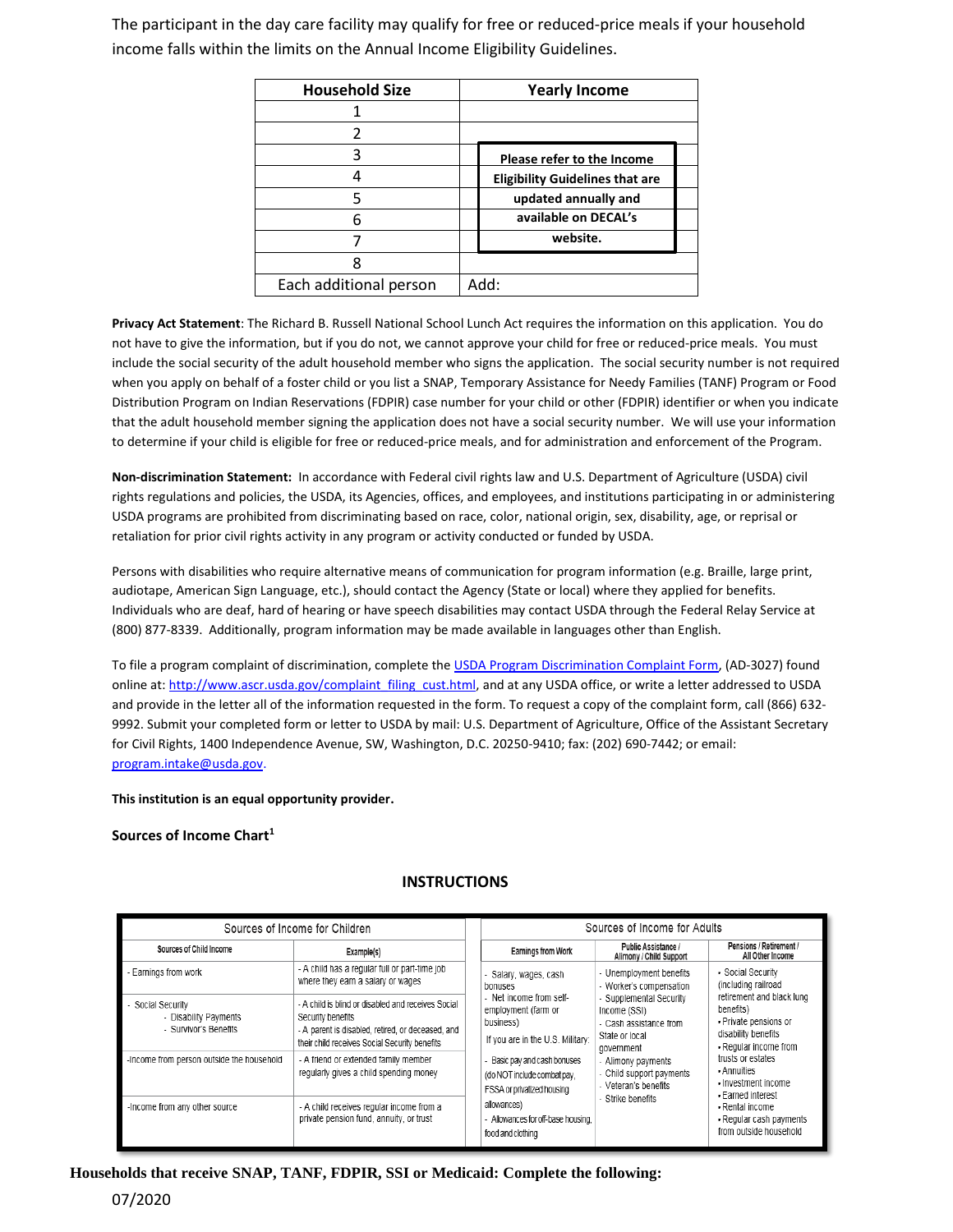The participant in the day care facility may qualify for free or reduced-price meals if your household income falls within the limits on the Annual Income Eligibility Guidelines.

| Household Size | Yearly Income |
|---|---|
| 1 | |
| 2 | |
| 3 | Please refer to the Income Eligibility Guidelines that are updated annually and available on DECAL's website. |
| 4 | |
| 5 | |
| 6 | |
| 7 | |
| 8 | |
| Each additional person | Add: |

**Privacy Act Statement**: The Richard B. Russell National School Lunch Act requires the information on this application. You do not have to give the information, but if you do not, we cannot approve your child for free or reduced-price meals. You must include the social security of the adult household member who signs the application. The social security number is not required when you apply on behalf of a foster child or you list a SNAP, Temporary Assistance for Needy Families (TANF) Program or Food Distribution Program on Indian Reservations (FDPIR) case number for your child or other (FDPIR) identifier or when you indicate that the adult household member signing the application does not have a social security number. We will use your information to determine if your child is eligible for free or reduced-price meals, and for administration and enforcement of the Program.

**Non-discrimination Statement:** In accordance with Federal civil rights law and U.S. Department of Agriculture (USDA) civil rights regulations and policies, the USDA, its Agencies, offices, and employees, and institutions participating in or administering USDA programs are prohibited from discriminating based on race, color, national origin, sex, disability, age, or reprisal or retaliation for prior civil rights activity in any program or activity conducted or funded by USDA.

Persons with disabilities who require alternative means of communication for program information (e.g. Braille, large print, audiotape, American Sign Language, etc.), should contact the Agency (State or local) where they applied for benefits. Individuals who are deaf, hard of hearing or have speech disabilities may contact USDA through the Federal Relay Service at (800) 877-8339. Additionally, program information may be made available in languages other than English.

To file a program complaint of discrimination, complete the USDA Program Discrimination Complaint Form, (AD-3027) found online at: http://www.ascr.usda.gov/complaint_filing_cust.html, and at any USDA office, or write a letter addressed to USDA and provide in the letter all of the information requested in the form. To request a copy of the complaint form, call (866) 632-9992. Submit your completed form or letter to USDA by mail: U.S. Department of Agriculture, Office of the Assistant Secretary for Civil Rights, 1400 Independence Avenue, SW, Washington, D.C. 20250-9410; fax: (202) 690-7442; or email: program.intake@usda.gov.

**This institution is an equal opportunity provider.**

**Sources of Income Chart[1]**

## INSTRUCTIONS

| Sources of Income for Children | | Sources of Income for Adults | | |
|---|---|---|---|---|
| **Sources of Child Income** | **Example(s)** | **Earnings from Work** | **Public Assistance / Alimony / Child Support** | **Pensions / Retirement / All Other Income** |
| - Earnings from work | - A child has a regular full or part-time job where they earn a salary or wages | - Salary, wages, cash bonuses<br>- Net income from self-employment (farm or business)<br>If you are in the U.S. Military:<br>- Basic pay and cash bonuses (do NOT include combat pay, FSSA or privatized housing allowances)<br>- Allowances for off-base housing, food and clothing | - Unemployment benefits<br>- Worker's compensation<br>- Supplemental Security Income (SSI)<br>- Cash assistance from State or local government<br>- Alimony payments<br>- Child support payments<br>- Veteran's benefits<br>- Strike benefits | • Social Security (including railroad retirement and black lung benefits)<br>• Private pensions or disability benefits<br>• Regular income from trusts or estates<br>• Annuities<br>• Investment income<br>• Earned interest<br>• Rental income<br>• Regular cash payments from outside household |
| - Social Security<br>- Disability Payments<br>- Survivor's Benefits | - A child is blind or disabled and receives Social Security benefits<br>- A parent is disabled, retired, or deceased, and their child receives Social Security benefits | | | |
| -Income from person outside the household | - A friend or extended family member regularly gives a child spending money | | | |
| -Income from any other source | - A child receives regular income from a private pension fund, annuity, or trust | | | |

**Households that receive SNAP, TANF, FDPIR, SSI or Medicaid: Complete the following:**

07/2020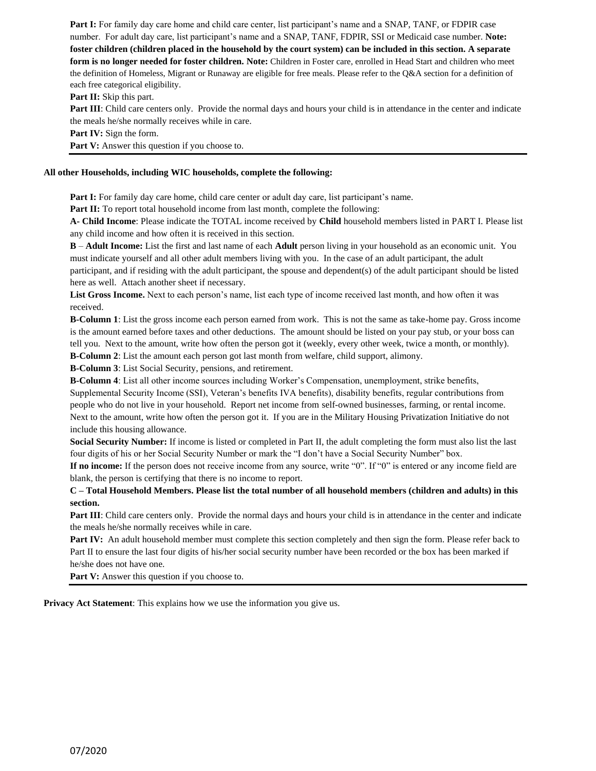**Part I:** For family day care home and child care center, list participant's name and a SNAP, TANF, or FDPIR case number. For adult day care, list participant's name and a SNAP, TANF, FDPIR, SSI or Medicaid case number. **Note: foster children (children placed in the household by the court system) can be included in this section. A separate form is no longer needed for foster children. Note:** Children in Foster care, enrolled in Head Start and children who meet the definition of Homeless, Migrant or Runaway are eligible for free meals. Please refer to the Q&A section for a definition of each free categorical eligibility.

**Part II:** Skip this part.

**Part III**: Child care centers only. Provide the normal days and hours your child is in attendance in the center and indicate the meals he/she normally receives while in care.

**Part IV:** Sign the form.

**Part V:** Answer this question if you choose to.

---

**All other Households, including WIC households, complete the following:**

**Part I:** For family day care home, child care center or adult day care, list participant's name.

**Part II:** To report total household income from last month, complete the following:

**A- Child Income**: Please indicate the TOTAL income received by **Child** household members listed in PART I. Please list any child income and how often it is received in this section.

**B** – **Adult Income:** List the first and last name of each **Adult** person living in your household as an economic unit. You must indicate yourself and all other adult members living with you. In the case of an adult participant, the adult participant, and if residing with the adult participant, the spouse and dependent(s) of the adult participant should be listed here as well. Attach another sheet if necessary.

**List Gross Income.** Next to each person's name, list each type of income received last month, and how often it was received.

**B-Column 1**: List the gross income each person earned from work. This is not the same as take-home pay. Gross income is the amount earned before taxes and other deductions. The amount should be listed on your pay stub, or your boss can tell you. Next to the amount, write how often the person got it (weekly, every other week, twice a month, or monthly).

**B-Column 2**: List the amount each person got last month from welfare, child support, alimony.

**B-Column 3**: List Social Security, pensions, and retirement.

**B-Column 4**: List all other income sources including Worker's Compensation, unemployment, strike benefits, Supplemental Security Income (SSI), Veteran's benefits IVA benefits), disability benefits, regular contributions from people who do not live in your household. Report net income from self-owned businesses, farming, or rental income. Next to the amount, write how often the person got it. If you are in the Military Housing Privatization Initiative do not include this housing allowance.

**Social Security Number:** If income is listed or completed in Part II, the adult completing the form must also list the last four digits of his or her Social Security Number or mark the "I don't have a Social Security Number" box.

**If no income:** If the person does not receive income from any source, write "0". If "0" is entered or any income field are blank, the person is certifying that there is no income to report.

**C – Total Household Members. Please list the total number of all household members (children and adults) in this section.**

**Part III**: Child care centers only. Provide the normal days and hours your child is in attendance in the center and indicate the meals he/she normally receives while in care.

**Part IV:** An adult household member must complete this section completely and then sign the form. Please refer back to Part II to ensure the last four digits of his/her social security number have been recorded or the box has been marked if he/she does not have one.

**Part V:** Answer this question if you choose to.

---

**Privacy Act Statement**: This explains how we use the information you give us.

07/2020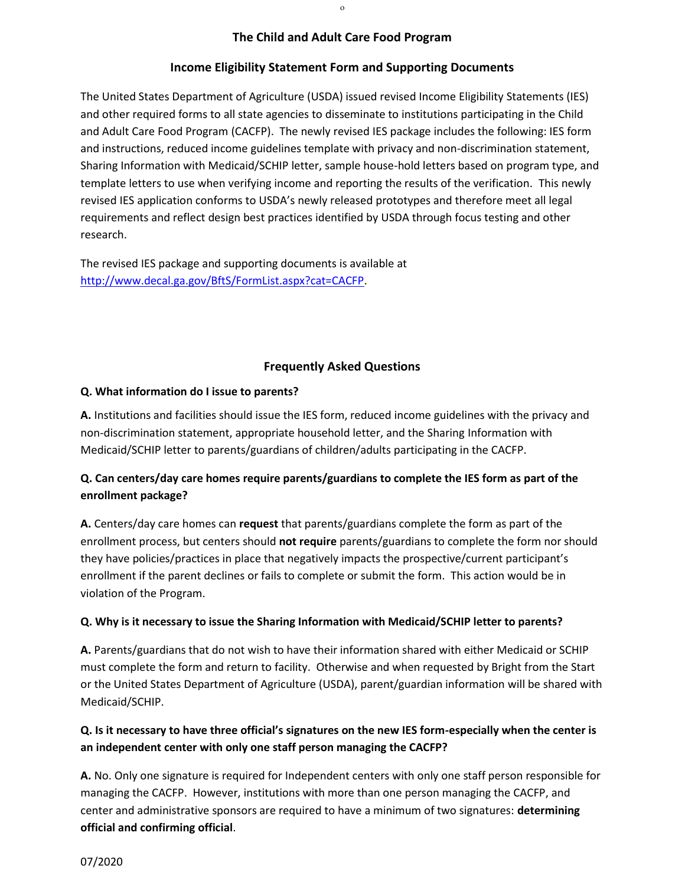## The Child and Adult Care Food Program

### Income Eligibility Statement Form and Supporting Documents

The United States Department of Agriculture (USDA) issued revised Income Eligibility Statements (IES) and other required forms to all state agencies to disseminate to institutions participating in the Child and Adult Care Food Program (CACFP). The newly revised IES package includes the following: IES form and instructions, reduced income guidelines template with privacy and non-discrimination statement, Sharing Information with Medicaid/SCHIP letter, sample house-hold letters based on program type, and template letters to use when verifying income and reporting the results of the verification. This newly revised IES application conforms to USDA's newly released prototypes and therefore meet all legal requirements and reflect design best practices identified by USDA through focus testing and other research.

The revised IES package and supporting documents is available at [http://www.decal.ga.gov/BftS/FormList.aspx?cat=CACFP](http://www.decal.ga.gov/BftS/FormList.aspx?cat=CACFP).

### Frequently Asked Questions

**Q. What information do I issue to parents?**

**A.** Institutions and facilities should issue the IES form, reduced income guidelines with the privacy and non-discrimination statement, appropriate household letter, and the Sharing Information with Medicaid/SCHIP letter to parents/guardians of children/adults participating in the CACFP.

**Q. Can centers/day care homes require parents/guardians to complete the IES form as part of the enrollment package?**

**A.** Centers/day care homes can **request** that parents/guardians complete the form as part of the enrollment process, but centers should **not require** parents/guardians to complete the form nor should they have policies/practices in place that negatively impacts the prospective/current participant's enrollment if the parent declines or fails to complete or submit the form. This action would be in violation of the Program.

**Q. Why is it necessary to issue the Sharing Information with Medicaid/SCHIP letter to parents?**

**A.** Parents/guardians that do not wish to have their information shared with either Medicaid or SCHIP must complete the form and return to facility. Otherwise and when requested by Bright from the Start or the United States Department of Agriculture (USDA), parent/guardian information will be shared with Medicaid/SCHIP.

**Q. Is it necessary to have three official's signatures on the new IES form-especially when the center is an independent center with only one staff person managing the CACFP?**

**A.** No. Only one signature is required for Independent centers with only one staff person responsible for managing the CACFP. However, institutions with more than one person managing the CACFP, and center and administrative sponsors are required to have a minimum of two signatures: **determining official and confirming official**.

07/2020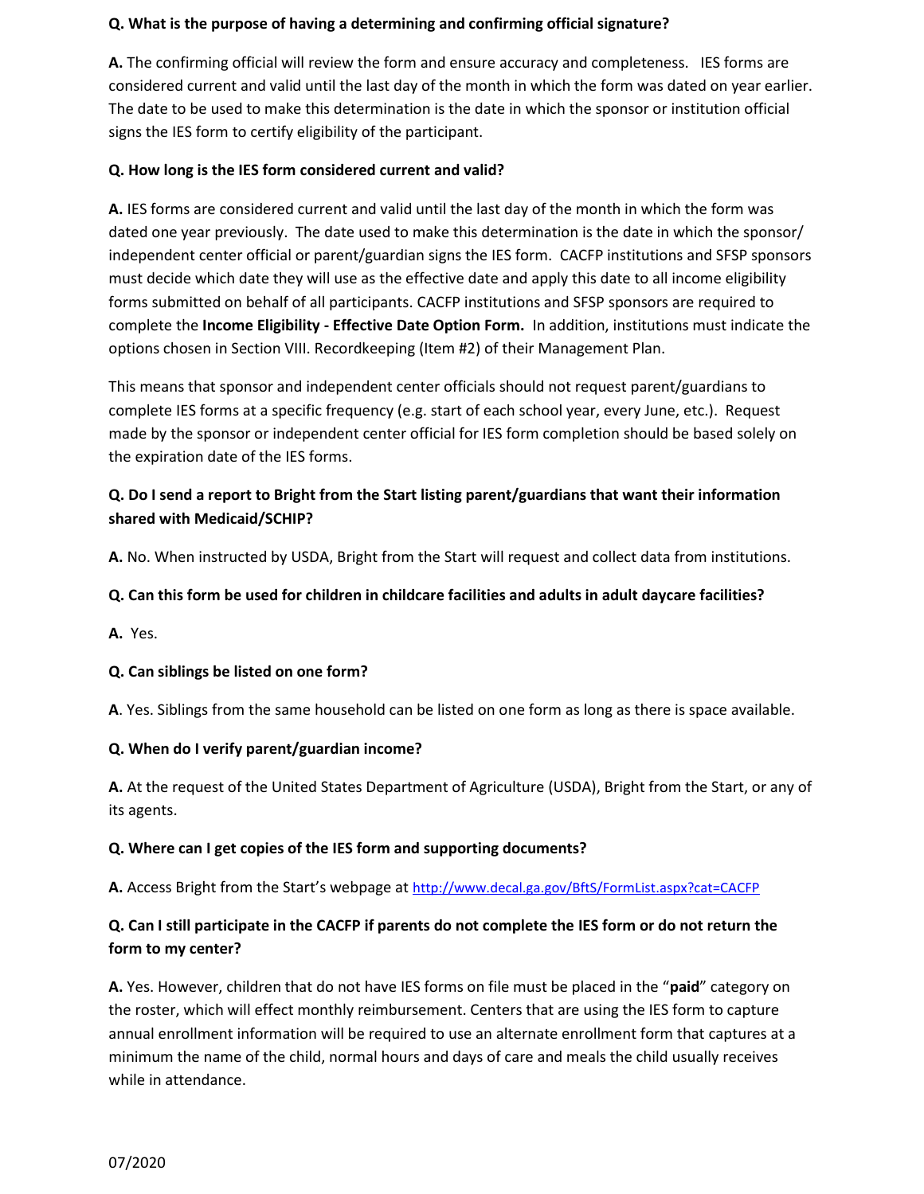**Q. What is the purpose of having a determining and confirming official signature?**

**A.** The confirming official will review the form and ensure accuracy and completeness. IES forms are considered current and valid until the last day of the month in which the form was dated on year earlier. The date to be used to make this determination is the date in which the sponsor or institution official signs the IES form to certify eligibility of the participant.

**Q. How long is the IES form considered current and valid?**

**A.** IES forms are considered current and valid until the last day of the month in which the form was dated one year previously. The date used to make this determination is the date in which the sponsor/ independent center official or parent/guardian signs the IES form. CACFP institutions and SFSP sponsors must decide which date they will use as the effective date and apply this date to all income eligibility forms submitted on behalf of all participants. CACFP institutions and SFSP sponsors are required to complete the **Income Eligibility - Effective Date Option Form.** In addition, institutions must indicate the options chosen in Section VIII. Recordkeeping (Item #2) of their Management Plan.

This means that sponsor and independent center officials should not request parent/guardians to complete IES forms at a specific frequency (e.g. start of each school year, every June, etc.). Request made by the sponsor or independent center official for IES form completion should be based solely on the expiration date of the IES forms.

**Q. Do I send a report to Bright from the Start listing parent/guardians that want their information shared with Medicaid/SCHIP?**

**A.** No. When instructed by USDA, Bright from the Start will request and collect data from institutions.

**Q. Can this form be used for children in childcare facilities and adults in adult daycare facilities?**

**A.** Yes.

**Q. Can siblings be listed on one form?**

**A**. Yes. Siblings from the same household can be listed on one form as long as there is space available.

**Q. When do I verify parent/guardian income?**

**A.** At the request of the United States Department of Agriculture (USDA), Bright from the Start, or any of its agents.

**Q. Where can I get copies of the IES form and supporting documents?**

**A.** Access Bright from the Start's webpage at http://www.decal.ga.gov/BftS/FormList.aspx?cat=CACFP

**Q. Can I still participate in the CACFP if parents do not complete the IES form or do not return the form to my center?**

**A.** Yes. However, children that do not have IES forms on file must be placed in the "**paid**" category on the roster, which will effect monthly reimbursement. Centers that are using the IES form to capture annual enrollment information will be required to use an alternate enrollment form that captures at a minimum the name of the child, normal hours and days of care and meals the child usually receives while in attendance.

07/2020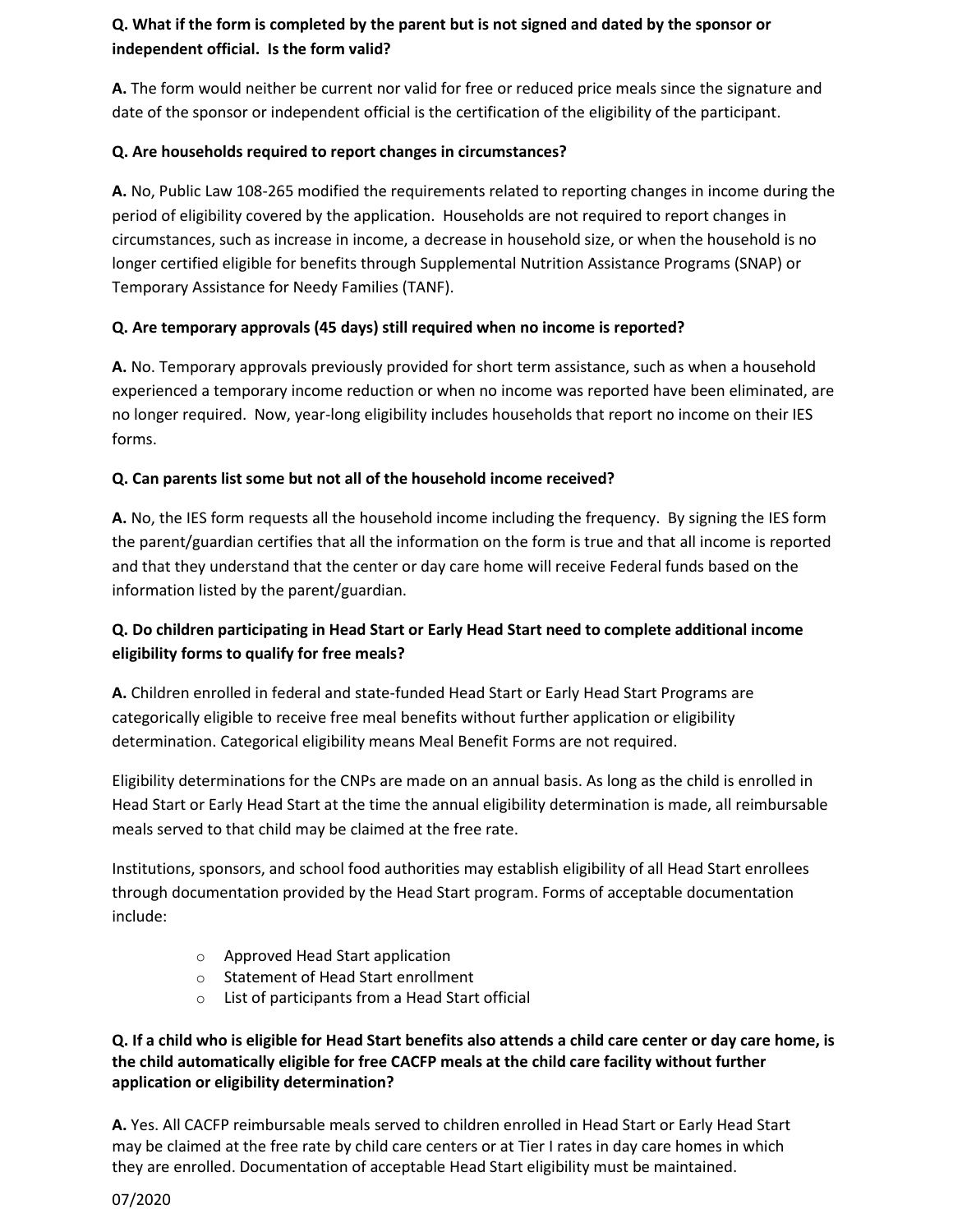**Q. What if the form is completed by the parent but is not signed and dated by the sponsor or independent official. Is the form valid?**

**A.** The form would neither be current nor valid for free or reduced price meals since the signature and date of the sponsor or independent official is the certification of the eligibility of the participant.

**Q. Are households required to report changes in circumstances?**

**A.** No, Public Law 108-265 modified the requirements related to reporting changes in income during the period of eligibility covered by the application. Households are not required to report changes in circumstances, such as increase in income, a decrease in household size, or when the household is no longer certified eligible for benefits through Supplemental Nutrition Assistance Programs (SNAP) or Temporary Assistance for Needy Families (TANF).

**Q. Are temporary approvals (45 days) still required when no income is reported?**

**A.** No. Temporary approvals previously provided for short term assistance, such as when a household experienced a temporary income reduction or when no income was reported have been eliminated, are no longer required. Now, year-long eligibility includes households that report no income on their IES forms.

**Q. Can parents list some but not all of the household income received?**

**A.** No, the IES form requests all the household income including the frequency. By signing the IES form the parent/guardian certifies that all the information on the form is true and that all income is reported and that they understand that the center or day care home will receive Federal funds based on the information listed by the parent/guardian.

**Q. Do children participating in Head Start or Early Head Start need to complete additional income eligibility forms to qualify for free meals?**

**A.** Children enrolled in federal and state-funded Head Start or Early Head Start Programs are categorically eligible to receive free meal benefits without further application or eligibility determination. Categorical eligibility means Meal Benefit Forms are not required.

Eligibility determinations for the CNPs are made on an annual basis. As long as the child is enrolled in Head Start or Early Head Start at the time the annual eligibility determination is made, all reimbursable meals served to that child may be claimed at the free rate.

Institutions, sponsors, and school food authorities may establish eligibility of all Head Start enrollees through documentation provided by the Head Start program. Forms of acceptable documentation include:

- Approved Head Start application
- Statement of Head Start enrollment
- List of participants from a Head Start official

**Q. If a child who is eligible for Head Start benefits also attends a child care center or day care home, is the child automatically eligible for free CACFP meals at the child care facility without further application or eligibility determination?**

**A.** Yes. All CACFP reimbursable meals served to children enrolled in Head Start or Early Head Start may be claimed at the free rate by child care centers or at Tier I rates in day care homes in which they are enrolled. Documentation of acceptable Head Start eligibility must be maintained.

07/2020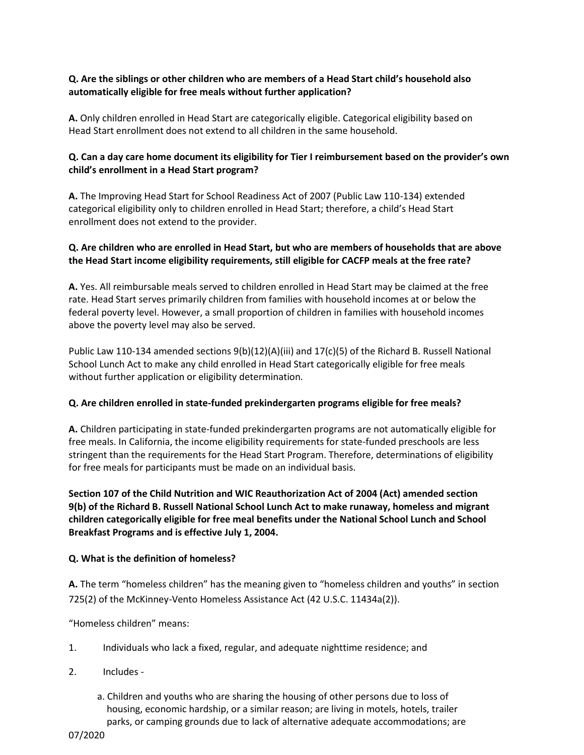**Q. Are the siblings or other children who are members of a Head Start child's household also automatically eligible for free meals without further application?**

**A.** Only children enrolled in Head Start are categorically eligible. Categorical eligibility based on Head Start enrollment does not extend to all children in the same household.

**Q. Can a day care home document its eligibility for Tier I reimbursement based on the provider's own child's enrollment in a Head Start program?**

**A.** The Improving Head Start for School Readiness Act of 2007 (Public Law 110-134) extended categorical eligibility only to children enrolled in Head Start; therefore, a child's Head Start enrollment does not extend to the provider.

**Q. Are children who are enrolled in Head Start, but who are members of households that are above the Head Start income eligibility requirements, still eligible for CACFP meals at the free rate?**

**A.** Yes. All reimbursable meals served to children enrolled in Head Start may be claimed at the free rate. Head Start serves primarily children from families with household incomes at or below the federal poverty level. However, a small proportion of children in families with household incomes above the poverty level may also be served.

Public Law 110-134 amended sections 9(b)(12)(A)(iii) and 17(c)(5) of the Richard B. Russell National School Lunch Act to make any child enrolled in Head Start categorically eligible for free meals without further application or eligibility determination.

**Q. Are children enrolled in state-funded prekindergarten programs eligible for free meals?**

**A.** Children participating in state-funded prekindergarten programs are not automatically eligible for free meals. In California, the income eligibility requirements for state-funded preschools are less stringent than the requirements for the Head Start Program. Therefore, determinations of eligibility for free meals for participants must be made on an individual basis.

**Section 107 of the Child Nutrition and WIC Reauthorization Act of 2004 (Act) amended section 9(b) of the Richard B. Russell National School Lunch Act to make runaway, homeless and migrant children categorically eligible for free meal benefits under the National School Lunch and School Breakfast Programs and is effective July 1, 2004.**

**Q. What is the definition of homeless?**

**A.** The term "homeless children" has the meaning given to "homeless children and youths" in section 725(2) of the McKinney-Vento Homeless Assistance Act (42 U.S.C. 11434a(2)).

"Homeless children" means:

1. Individuals who lack a fixed, regular, and adequate nighttime residence; and
2. Includes -
   a. Children and youths who are sharing the housing of other persons due to loss of housing, economic hardship, or a similar reason; are living in motels, hotels, trailer parks, or camping grounds due to lack of alternative adequate accommodations; are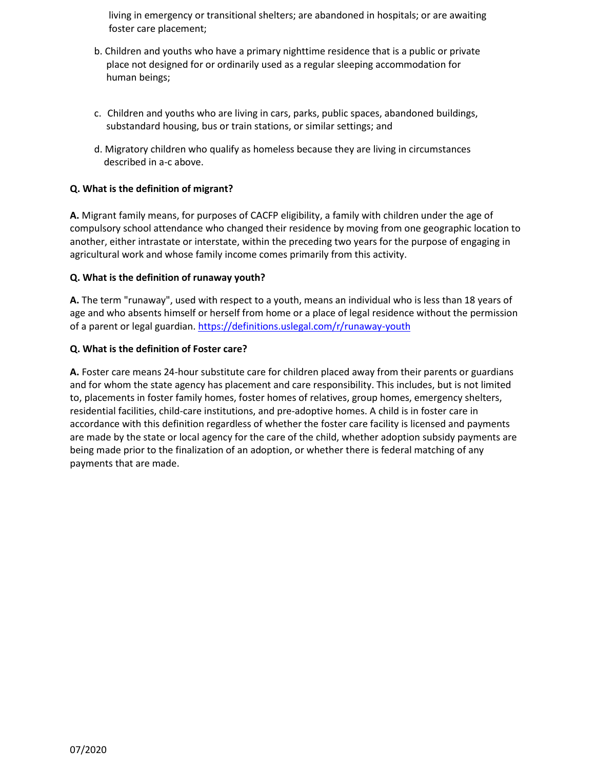living in emergency or transitional shelters; are abandoned in hospitals; or are awaiting foster care placement;

b. Children and youths who have a primary nighttime residence that is a public or private place not designed for or ordinarily used as a regular sleeping accommodation for human beings;

c. Children and youths who are living in cars, parks, public spaces, abandoned buildings, substandard housing, bus or train stations, or similar settings; and

d. Migratory children who qualify as homeless because they are living in circumstances described in a-c above.

**Q. What is the definition of migrant?**

**A.** Migrant family means, for purposes of CACFP eligibility, a family with children under the age of compulsory school attendance who changed their residence by moving from one geographic location to another, either intrastate or interstate, within the preceding two years for the purpose of engaging in agricultural work and whose family income comes primarily from this activity.

**Q. What is the definition of runaway youth?**

**A.** The term "runaway", used with respect to a youth, means an individual who is less than 18 years of age and who absents himself or herself from home or a place of legal residence without the permission of a parent or legal guardian. https://definitions.uslegal.com/r/runaway-youth

**Q. What is the definition of Foster care?**

**A.** Foster care means 24-hour substitute care for children placed away from their parents or guardians and for whom the state agency has placement and care responsibility. This includes, but is not limited to, placements in foster family homes, foster homes of relatives, group homes, emergency shelters, residential facilities, child-care institutions, and pre-adoptive homes. A child is in foster care in accordance with this definition regardless of whether the foster care facility is licensed and payments are made by the state or local agency for the care of the child, whether adoption subsidy payments are being made prior to the finalization of an adoption, or whether there is federal matching of any payments that are made.

07/2020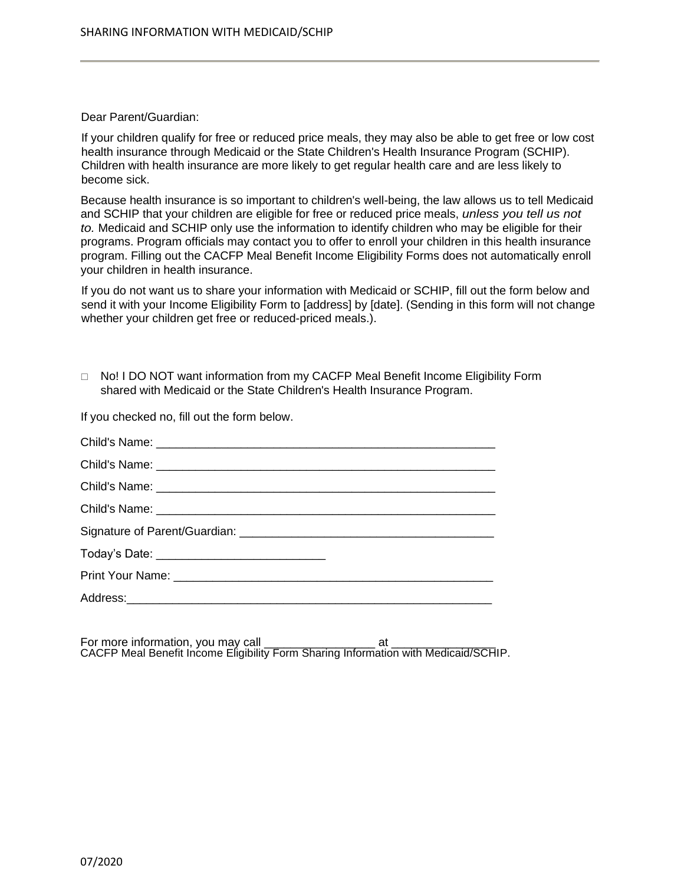# SHARING INFORMATION WITH MEDICAID/SCHIP

Dear Parent/Guardian:

If your children qualify for free or reduced price meals, they may also be able to get free or low cost health insurance through Medicaid or the State Children's Health Insurance Program (SCHIP). Children with health insurance are more likely to get regular health care and are less likely to become sick.

Because health insurance is so important to children's well-being, the law allows us to tell Medicaid and SCHIP that your children are eligible for free or reduced price meals, *unless you tell us not to.* Medicaid and SCHIP only use the information to identify children who may be eligible for their programs. Program officials may contact you to offer to enroll your children in this health insurance program. Filling out the CACFP Meal Benefit Income Eligibility Forms does not automatically enroll your children in health insurance.

If you do not want us to share your information with Medicaid or SCHIP, fill out the form below and send it with your Income Eligibility Form to [address] by [date]. (Sending in this form will not change whether your children get free or reduced-priced meals.).

□ No! I DO NOT want information from my CACFP Meal Benefit Income Eligibility Form shared with Medicaid or the State Children's Health Insurance Program.

If you checked no, fill out the form below.

Child's Name: ______________________________________________________

Child's Name: ______________________________________________________

Child's Name: ______________________________________________________

Child's Name: ______________________________________________________

Signature of Parent/Guardian: ______________________________________

Today's Date: __________________________

Print Your Name: ___________________________________________________

Address:_________________________________________________________

For more information, you may call _________________ at ________________

CACFP Meal Benefit Income Eligibility Form Sharing Information with Medicaid/SCHIP.

07/2020